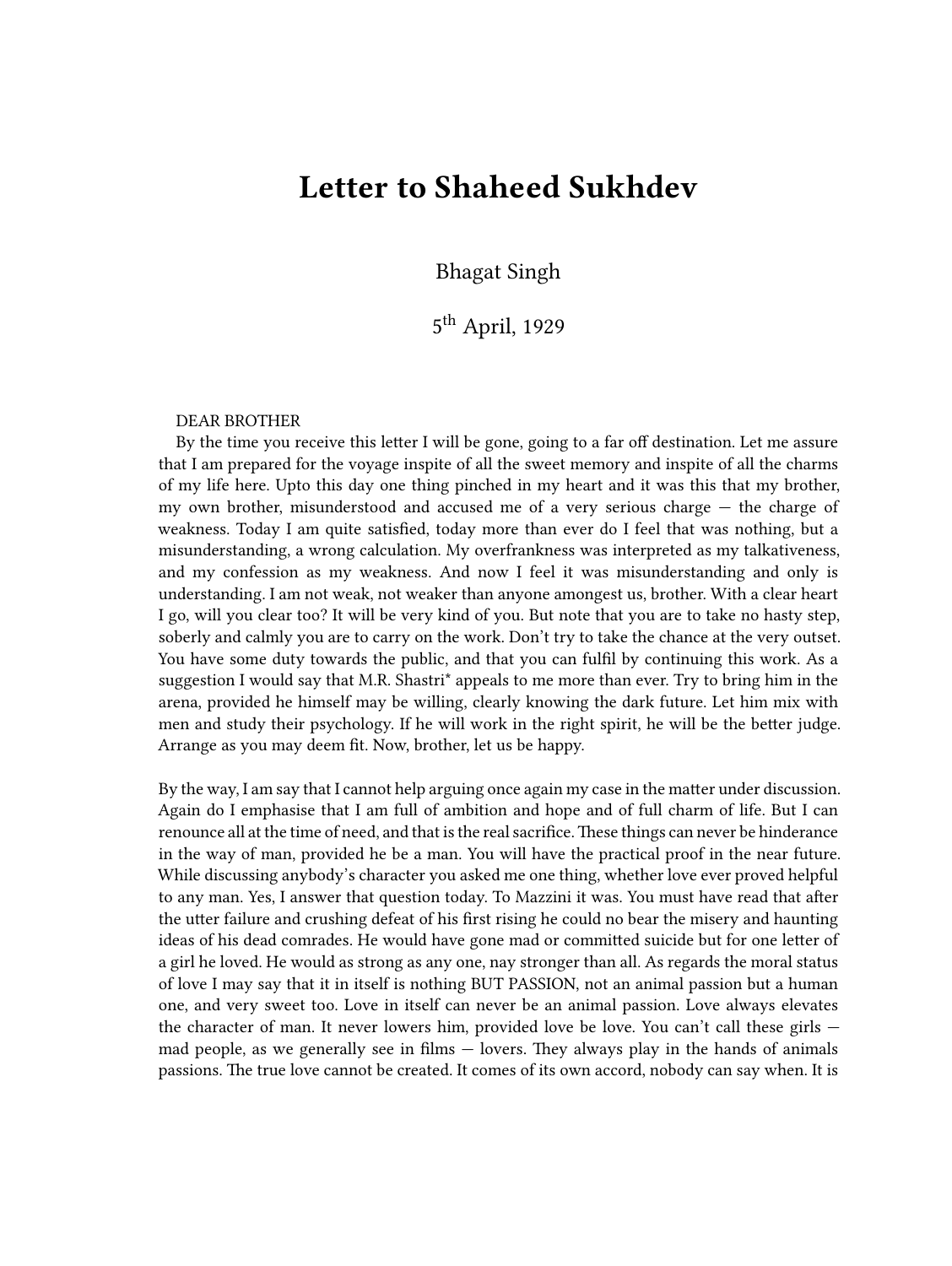# Letter to Shaheed Sukhdev

Bhagat Singh

5th April, 1929

DEAR BROTHER

By the time you receive this letter I will be gone, going to a far off destination. Let me assure that I am prepared for the voyage inspite of all the sweet memory and inspite of all the charms of my life here. Upto this day one thing pinched in my heart and it was this that my brother, my own brother, misunderstood and accused me of a very serious charge — the charge of weakness. Today I am quite satisfied, today more than ever do I feel that was nothing, but a misunderstanding, a wrong calculation. My overfrankness was interpreted as my talkativeness, and my confession as my weakness. And now I feel it was misunderstanding and only is understanding. I am not weak, not weaker than anyone amongest us, brother. With a clear heart I go, will you clear too? It will be very kind of you. But note that you are to take no hasty step, soberly and calmly you are to carry on the work. Don't try to take the chance at the very outset. You have some duty towards the public, and that you can fulfil by continuing this work. As a suggestion I would say that M.R. Shastri* appeals to me more than ever. Try to bring him in the arena, provided he himself may be willing, clearly knowing the dark future. Let him mix with men and study their psychology. If he will work in the right spirit, he will be the better judge. Arrange as you may deem fit. Now, brother, let us be happy.

By the way, I am say that I cannot help arguing once again my case in the matter under discussion. Again do I emphasise that I am full of ambition and hope and of full charm of life. But I can renounce all at the time of need, and that is the real sacrifice. These things can never be hinderance in the way of man, provided he be a man. You will have the practical proof in the near future. While discussing anybody's character you asked me one thing, whether love ever proved helpful to any man. Yes, I answer that question today. To Mazzini it was. You must have read that after the utter failure and crushing defeat of his first rising he could no bear the misery and haunting ideas of his dead comrades. He would have gone mad or committed suicide but for one letter of a girl he loved. He would as strong as any one, nay stronger than all. As regards the moral status of love I may say that it in itself is nothing BUT PASSION, not an animal passion but a human one, and very sweet too. Love in itself can never be an animal passion. Love always elevates the character of man. It never lowers him, provided love be love. You can't call these girls — mad people, as we generally see in films — lovers. They always play in the hands of animals passions. The true love cannot be created. It comes of its own accord, nobody can say when. It is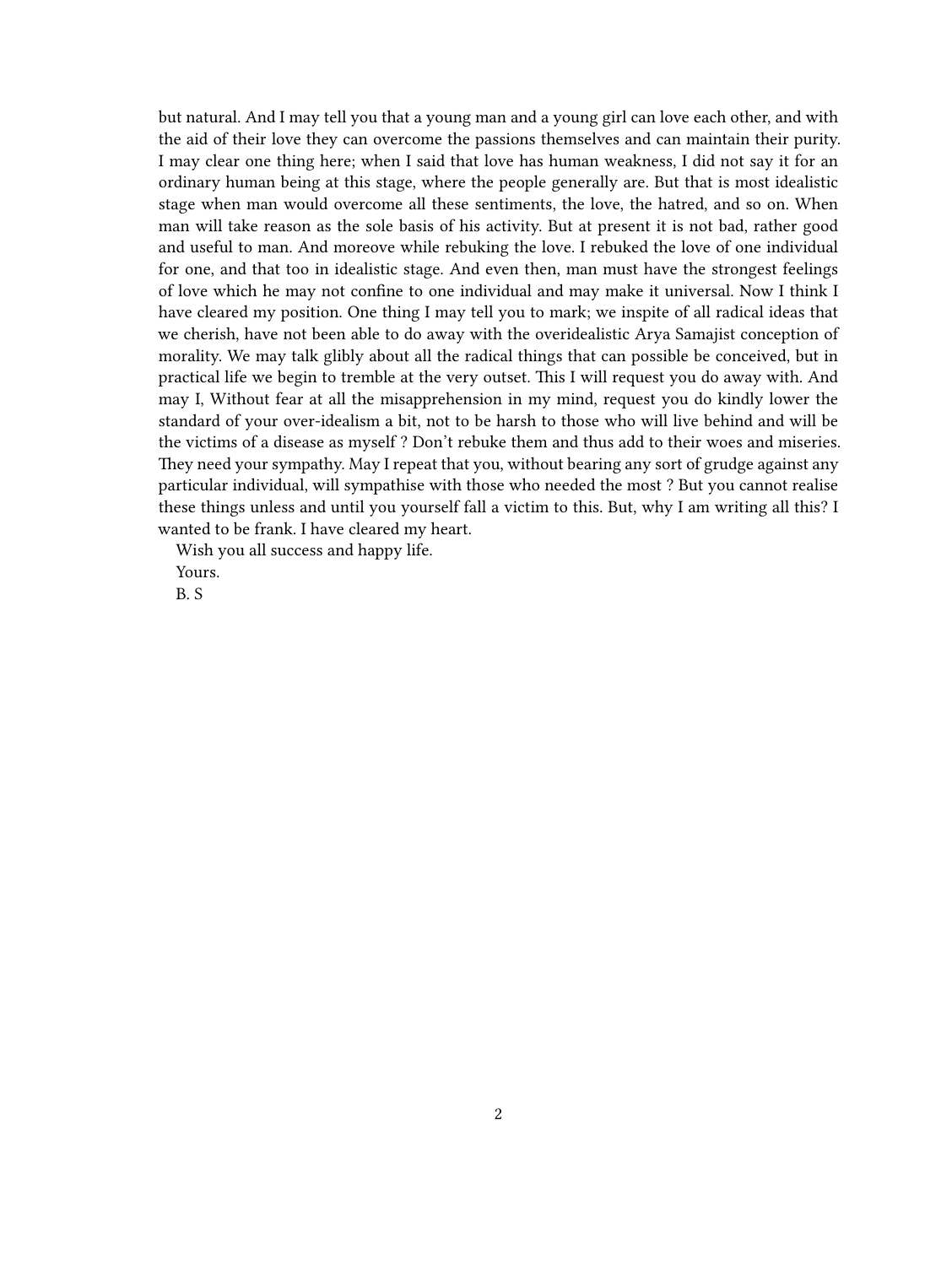but natural. And I may tell you that a young man and a young girl can love each other, and with the aid of their love they can overcome the passions themselves and can maintain their purity. I may clear one thing here; when I said that love has human weakness, I did not say it for an ordinary human being at this stage, where the people generally are. But that is most idealistic stage when man would overcome all these sentiments, the love, the hatred, and so on. When man will take reason as the sole basis of his activity. But at present it is not bad, rather good and useful to man. And moreove while rebuking the love. I rebuked the love of one individual for one, and that too in idealistic stage. And even then, man must have the strongest feelings of love which he may not confine to one individual and may make it universal. Now I think I have cleared my position. One thing I may tell you to mark; we inspite of all radical ideas that we cherish, have not been able to do away with the overidealistic Arya Samajist conception of morality. We may talk glibly about all the radical things that can possible be conceived, but in practical life we begin to tremble at the very outset. This I will request you do away with. And may I, Without fear at all the misapprehension in my mind, request you do kindly lower the standard of your over-idealism a bit, not to be harsh to those who will live behind and will be the victims of a disease as myself ? Don't rebuke them and thus add to their woes and miseries. They need your sympathy. May I repeat that you, without bearing any sort of grudge against any particular individual, will sympathise with those who needed the most ? But you cannot realise these things unless and until you yourself fall a victim to this. But, why I am writing all this? I wanted to be frank. I have cleared my heart.

Wish you all success and happy life.

Yours.

B. S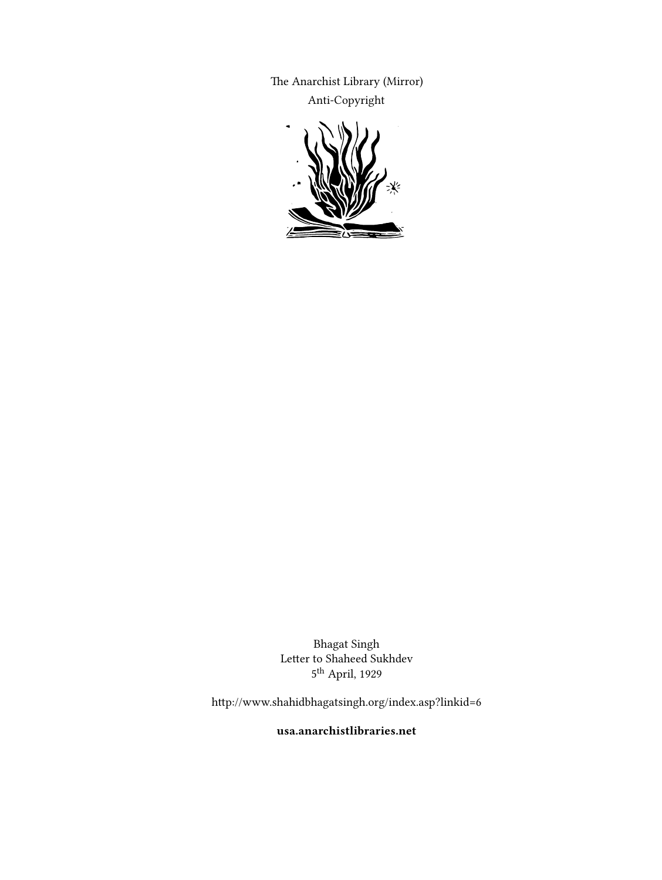The Anarchist Library (Mirror)
Anti-Copyright

Bhagat Singh
Letter to Shaheed Sukhdev
5th April, 1929

http://www.shahidbhagatsingh.org/index.asp?linkid=6

**usa.anarchistlibraries.net**